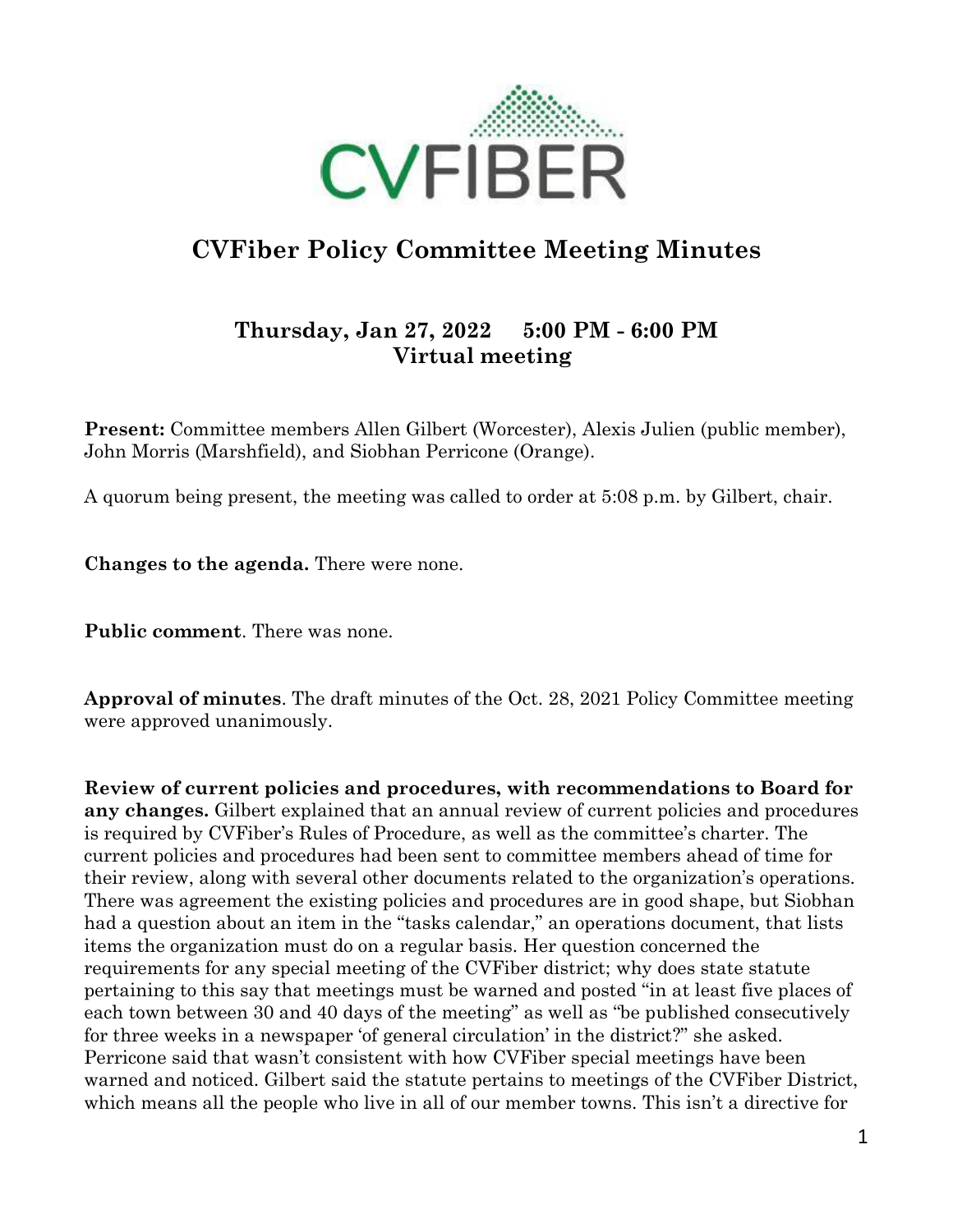CVFIBER

# CVFiber Policy Committee Meeting Minutes

## Thursday, Jan 27, 2022 5:00 PM - 6:00 PM
## Virtual meeting

**Present:** Committee members Allen Gilbert (Worcester), Alexis Julien (public member), John Morris (Marshfield), and Siobhan Perricone (Orange).

A quorum being present, the meeting was called to order at 5:08 p.m. by Gilbert, chair.

**Changes to the agenda.** There were none.

**Public comment**. There was none.

**Approval of minutes**. The draft minutes of the Oct. 28, 2021 Policy Committee meeting were approved unanimously.

**Review of current policies and procedures, with recommendations to Board for any changes.** Gilbert explained that an annual review of current policies and procedures is required by CVFiber's Rules of Procedure, as well as the committee's charter. The current policies and procedures had been sent to committee members ahead of time for their review, along with several other documents related to the organization's operations. There was agreement the existing policies and procedures are in good shape, but Siobhan had a question about an item in the "tasks calendar," an operations document, that lists items the organization must do on a regular basis. Her question concerned the requirements for any special meeting of the CVFiber district; why does state statute pertaining to this say that meetings must be warned and posted "in at least five places of each town between 30 and 40 days of the meeting" as well as "be published consecutively for three weeks in a newspaper 'of general circulation' in the district?" she asked. Perricone said that wasn't consistent with how CVFiber special meetings have been warned and noticed. Gilbert said the statute pertains to meetings of the CVFiber District, which means all the people who live in all of our member towns. This isn't a directive for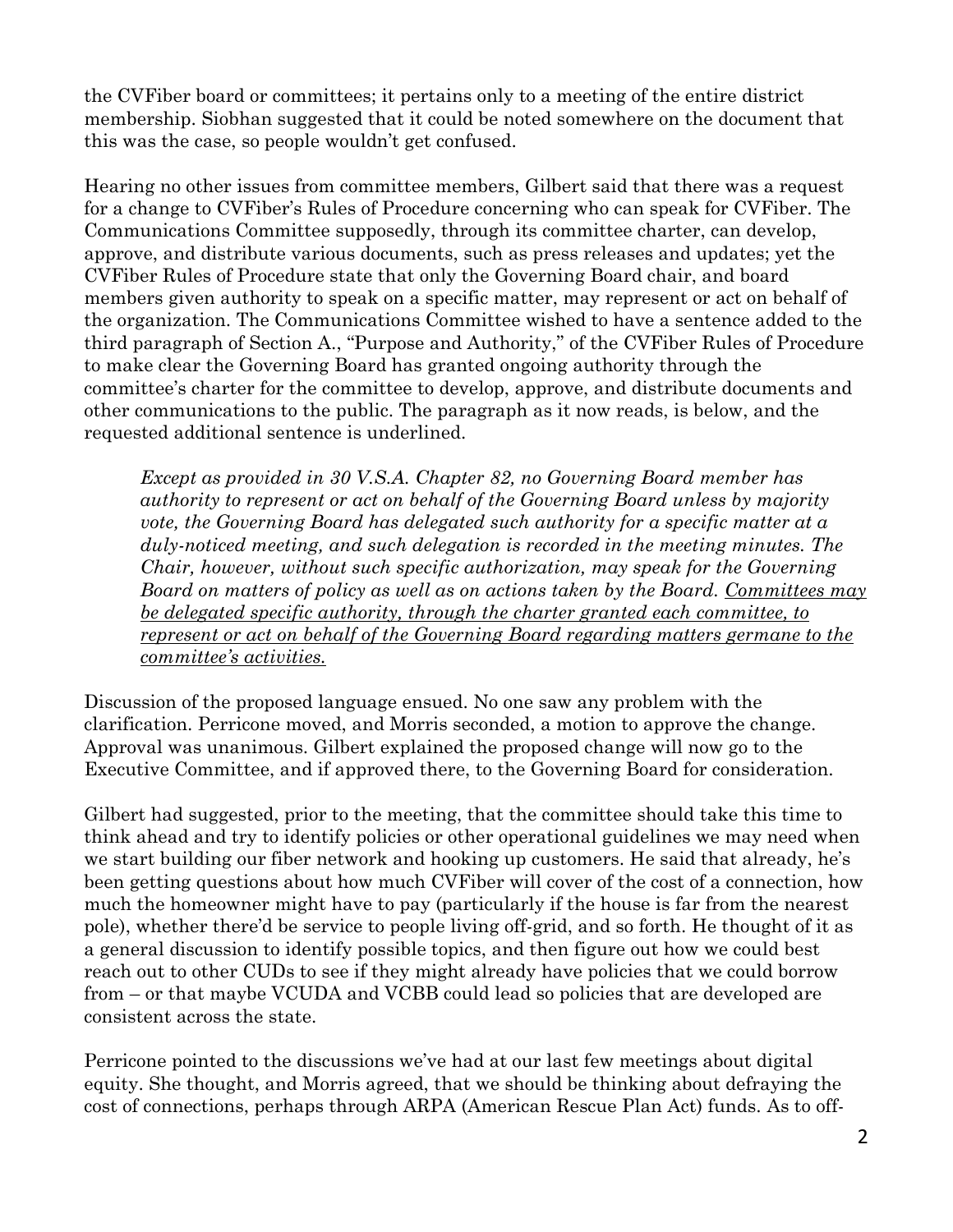the CVFiber board or committees; it pertains only to a meeting of the entire district membership. Siobhan suggested that it could be noted somewhere on the document that this was the case, so people wouldn't get confused.

Hearing no other issues from committee members, Gilbert said that there was a request for a change to CVFiber's Rules of Procedure concerning who can speak for CVFiber. The Communications Committee supposedly, through its committee charter, can develop, approve, and distribute various documents, such as press releases and updates; yet the CVFiber Rules of Procedure state that only the Governing Board chair, and board members given authority to speak on a specific matter, may represent or act on behalf of the organization. The Communications Committee wished to have a sentence added to the third paragraph of Section A., "Purpose and Authority," of the CVFiber Rules of Procedure to make clear the Governing Board has granted ongoing authority through the committee's charter for the committee to develop, approve, and distribute documents and other communications to the public. The paragraph as it now reads, is below, and the requested additional sentence is underlined.

> *Except as provided in 30 V.S.A. Chapter 82, no Governing Board member has authority to represent or act on behalf of the Governing Board unless by majority vote, the Governing Board has delegated such authority for a specific matter at a duly-noticed meeting, and such delegation is recorded in the meeting minutes. The Chair, however, without such specific authorization, may speak for the Governing Board on matters of policy as well as on actions taken by the Board. <u>Committees may be delegated specific authority, through the charter granted each committee, to represent or act on behalf of the Governing Board regarding matters germane to the committee's activities.</u>*

Discussion of the proposed language ensued. No one saw any problem with the clarification. Perricone moved, and Morris seconded, a motion to approve the change. Approval was unanimous. Gilbert explained the proposed change will now go to the Executive Committee, and if approved there, to the Governing Board for consideration.

Gilbert had suggested, prior to the meeting, that the committee should take this time to think ahead and try to identify policies or other operational guidelines we may need when we start building our fiber network and hooking up customers. He said that already, he's been getting questions about how much CVFiber will cover of the cost of a connection, how much the homeowner might have to pay (particularly if the house is far from the nearest pole), whether there'd be service to people living off-grid, and so forth. He thought of it as a general discussion to identify possible topics, and then figure out how we could best reach out to other CUDs to see if they might already have policies that we could borrow from – or that maybe VCUDA and VCBB could lead so policies that are developed are consistent across the state.

Perricone pointed to the discussions we've had at our last few meetings about digital equity. She thought, and Morris agreed, that we should be thinking about defraying the cost of connections, perhaps through ARPA (American Rescue Plan Act) funds. As to off-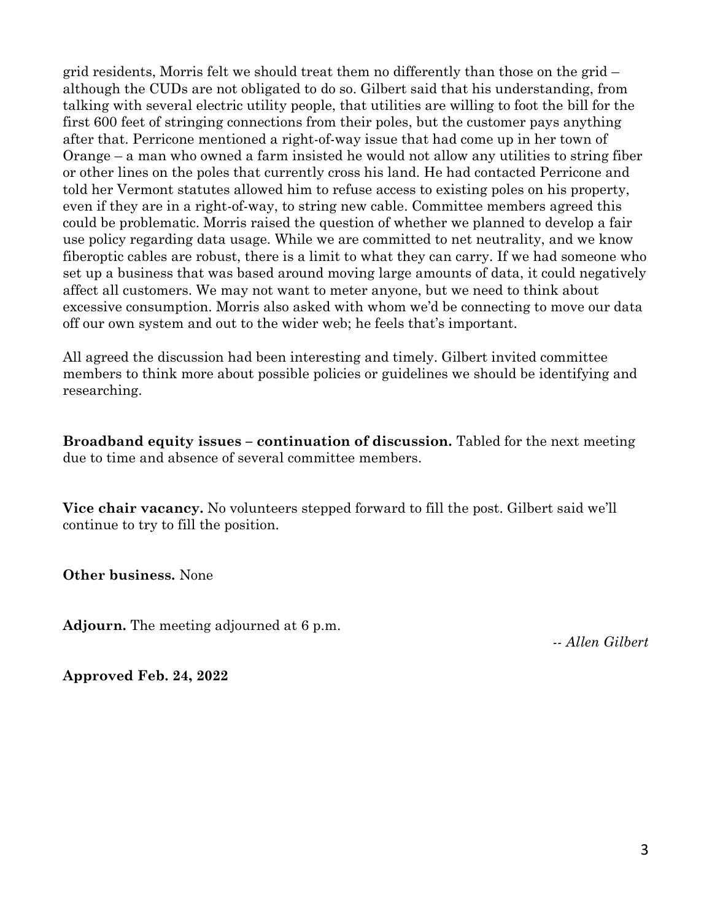grid residents, Morris felt we should treat them no differently than those on the grid – although the CUDs are not obligated to do so. Gilbert said that his understanding, from talking with several electric utility people, that utilities are willing to foot the bill for the first 600 feet of stringing connections from their poles, but the customer pays anything after that. Perricone mentioned a right-of-way issue that had come up in her town of Orange – a man who owned a farm insisted he would not allow any utilities to string fiber or other lines on the poles that currently cross his land. He had contacted Perricone and told her Vermont statutes allowed him to refuse access to existing poles on his property, even if they are in a right-of-way, to string new cable. Committee members agreed this could be problematic. Morris raised the question of whether we planned to develop a fair use policy regarding data usage. While we are committed to net neutrality, and we know fiberoptic cables are robust, there is a limit to what they can carry. If we had someone who set up a business that was based around moving large amounts of data, it could negatively affect all customers. We may not want to meter anyone, but we need to think about excessive consumption. Morris also asked with whom we'd be connecting to move our data off our own system and out to the wider web; he feels that's important.

All agreed the discussion had been interesting and timely. Gilbert invited committee members to think more about possible policies or guidelines we should be identifying and researching.

**Broadband equity issues – continuation of discussion.** Tabled for the next meeting due to time and absence of several committee members.

**Vice chair vacancy.** No volunteers stepped forward to fill the post. Gilbert said we'll continue to try to fill the position.

**Other business.** None

**Adjourn.** The meeting adjourned at 6 p.m.

*-- Allen Gilbert*

**Approved Feb. 24, 2022**